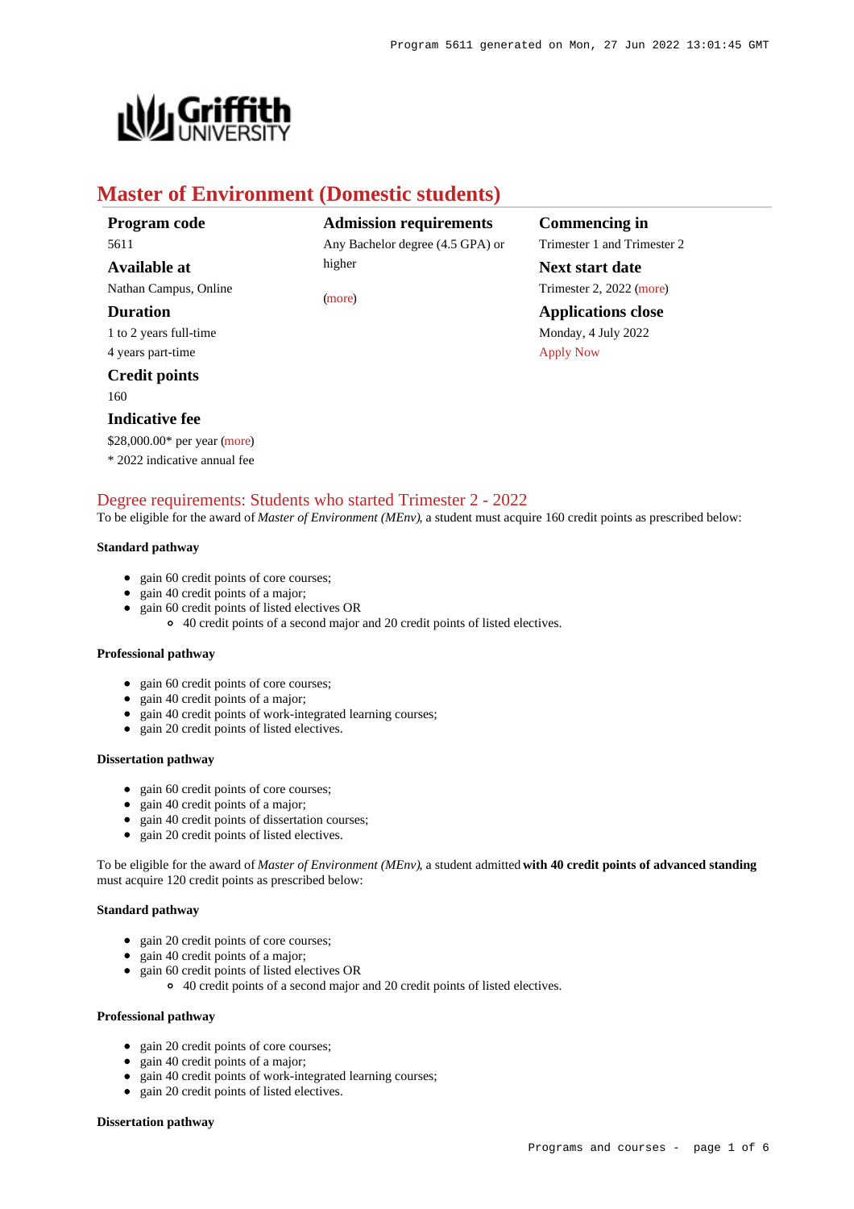# Master of Environment (Domestic students)

**Program code**
5611

**Available at**
Nathan Campus, Online

**Duration**
1 to 2 years full-time
4 years part-time

**Credit points**
160

**Indicative fee**
$28,000.00* per year (more)
* 2022 indicative annual fee

**Admission requirements**
Any Bachelor degree (4.5 GPA) or higher

(more)

**Commencing in**
Trimester 1 and Trimester 2

**Next start date**
Trimester 2, 2022 (more)

**Applications close**
Monday, 4 July 2022
Apply Now

## Degree requirements: Students who started Trimester 2 - 2022

To be eligible for the award of *Master of Environment (MEnv)*, a student must acquire 160 credit points as prescribed below:

**Standard pathway**

- gain 60 credit points of core courses;
- gain 40 credit points of a major;
- gain 60 credit points of listed electives OR
  - 40 credit points of a second major and 20 credit points of listed electives.

**Professional pathway**

- gain 60 credit points of core courses;
- gain 40 credit points of a major;
- gain 40 credit points of work-integrated learning courses;
- gain 20 credit points of listed electives.

**Dissertation pathway**

- gain 60 credit points of core courses;
- gain 40 credit points of a major;
- gain 40 credit points of dissertation courses;
- gain 20 credit points of listed electives.

To be eligible for the award of *Master of Environment (MEnv)*, a student admitted **with 40 credit points of advanced standing** must acquire 120 credit points as prescribed below:

**Standard pathway**

- gain 20 credit points of core courses;
- gain 40 credit points of a major;
- gain 60 credit points of listed electives OR
  - 40 credit points of a second major and 20 credit points of listed electives.

**Professional pathway**

- gain 20 credit points of core courses;
- gain 40 credit points of a major;
- gain 40 credit points of work-integrated learning courses;
- gain 20 credit points of listed electives.

**Dissertation pathway**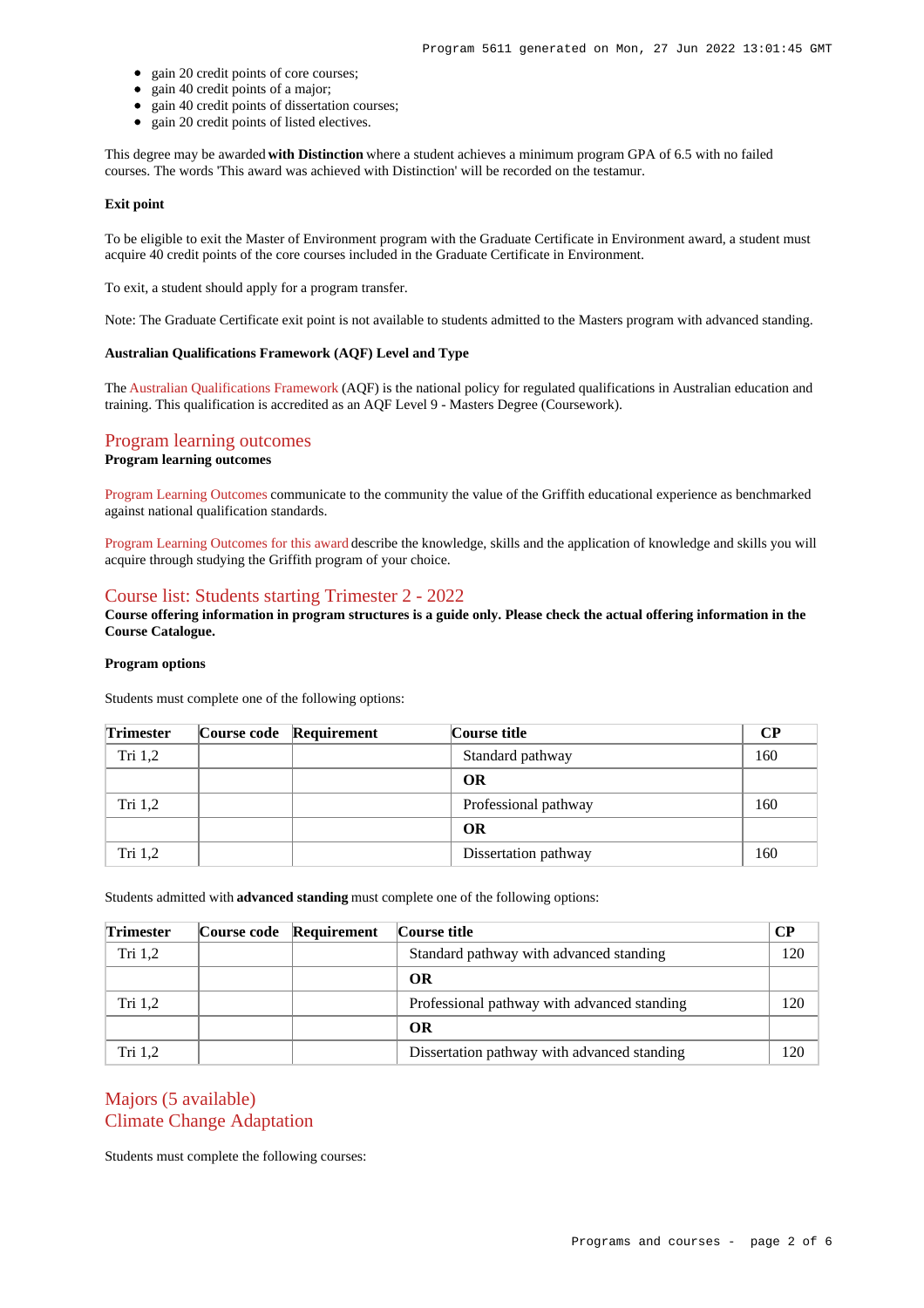- gain 20 credit points of core courses;
- gain 40 credit points of a major;
- gain 40 credit points of dissertation courses;
- gain 20 credit points of listed electives.

This degree may be awarded **with Distinction** where a student achieves a minimum program GPA of 6.5 with no failed courses. The words 'This award was achieved with Distinction' will be recorded on the testamur.

**Exit point**

To be eligible to exit the Master of Environment program with the Graduate Certificate in Environment award, a student must acquire 40 credit points of the core courses included in the Graduate Certificate in Environment.

To exit, a student should apply for a program transfer.

Note: The Graduate Certificate exit point is not available to students admitted to the Masters program with advanced standing.

**Australian Qualifications Framework (AQF) Level and Type**

The Australian Qualifications Framework (AQF) is the national policy for regulated qualifications in Australian education and training. This qualification is accredited as an AQF Level 9 - Masters Degree (Coursework).

## Program learning outcomes

**Program learning outcomes**

Program Learning Outcomes communicate to the community the value of the Griffith educational experience as benchmarked against national qualification standards.

Program Learning Outcomes for this award describe the knowledge, skills and the application of knowledge and skills you will acquire through studying the Griffith program of your choice.

## Course list: Students starting Trimester 2 - 2022

**Course offering information in program structures is a guide only. Please check the actual offering information in the Course Catalogue.**

**Program options**

Students must complete one of the following options:

| Trimester | Course code | Requirement | Course title | CP |
|---|---|---|---|---|
| Tri 1,2 | | | Standard pathway | 160 |
| | | | **OR** | |
| Tri 1,2 | | | Professional pathway | 160 |
| | | | **OR** | |
| Tri 1,2 | | | Dissertation pathway | 160 |

Students admitted with **advanced standing** must complete one of the following options:

| Trimester | Course code | Requirement | Course title | CP |
|---|---|---|---|---|
| Tri 1,2 | | | Standard pathway with advanced standing | 120 |
| | | | **OR** | |
| Tri 1,2 | | | Professional pathway with advanced standing | 120 |
| | | | **OR** | |
| Tri 1,2 | | | Dissertation pathway with advanced standing | 120 |

## Majors (5 available)

## Climate Change Adaptation

Students must complete the following courses: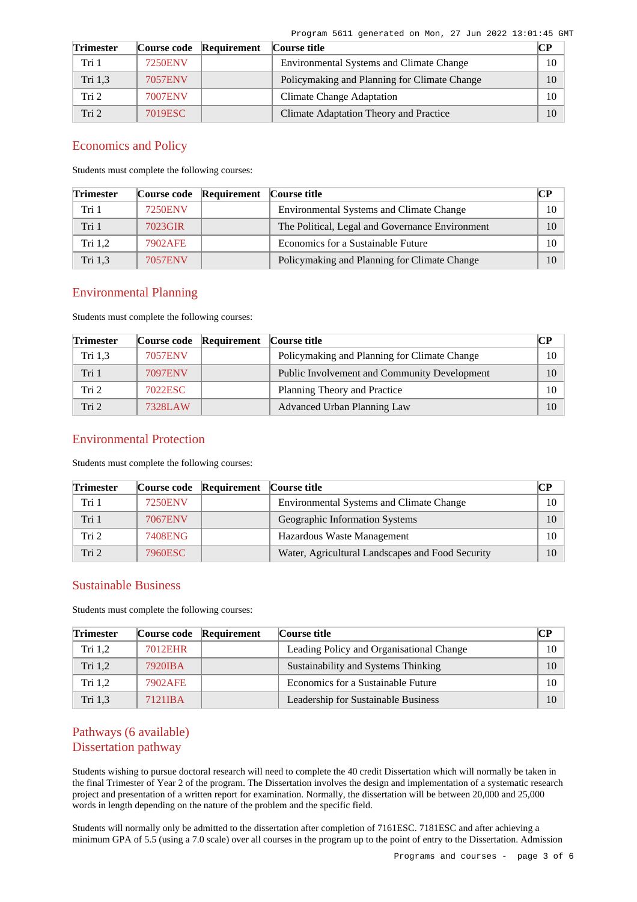| Trimester | Course code | Requirement | Course title | CP |
|---|---|---|---|---|
| Tri 1 | 7250ENV | | Environmental Systems and Climate Change | 10 |
| Tri 1,3 | 7057ENV | | Policymaking and Planning for Climate Change | 10 |
| Tri 2 | 7007ENV | | Climate Change Adaptation | 10 |
| Tri 2 | 7019ESC | | Climate Adaptation Theory and Practice | 10 |

## Economics and Policy

Students must complete the following courses:

| Trimester | Course code | Requirement | Course title | CP |
|---|---|---|---|---|
| Tri 1 | 7250ENV | | Environmental Systems and Climate Change | 10 |
| Tri 1 | 7023GIR | | The Political, Legal and Governance Environment | 10 |
| Tri 1,2 | 7902AFE | | Economics for a Sustainable Future | 10 |
| Tri 1,3 | 7057ENV | | Policymaking and Planning for Climate Change | 10 |

## Environmental Planning

Students must complete the following courses:

| Trimester | Course code | Requirement | Course title | CP |
|---|---|---|---|---|
| Tri 1,3 | 7057ENV | | Policymaking and Planning for Climate Change | 10 |
| Tri 1 | 7097ENV | | Public Involvement and Community Development | 10 |
| Tri 2 | 7022ESC | | Planning Theory and Practice | 10 |
| Tri 2 | 7328LAW | | Advanced Urban Planning Law | 10 |

## Environmental Protection

Students must complete the following courses:

| Trimester | Course code | Requirement | Course title | CP |
|---|---|---|---|---|
| Tri 1 | 7250ENV | | Environmental Systems and Climate Change | 10 |
| Tri 1 | 7067ENV | | Geographic Information Systems | 10 |
| Tri 2 | 7408ENG | | Hazardous Waste Management | 10 |
| Tri 2 | 7960ESC | | Water, Agricultural Landscapes and Food Security | 10 |

## Sustainable Business

Students must complete the following courses:

| Trimester | Course code | Requirement | Course title | CP |
|---|---|---|---|---|
| Tri 1,2 | 7012EHR | | Leading Policy and Organisational Change | 10 |
| Tri 1,2 | 7920IBA | | Sustainability and Systems Thinking | 10 |
| Tri 1,2 | 7902AFE | | Economics for a Sustainable Future | 10 |
| Tri 1,3 | 7121IBA | | Leadership for Sustainable Business | 10 |

## Pathways (6 available)
## Dissertation pathway

Students wishing to pursue doctoral research will need to complete the 40 credit Dissertation which will normally be taken in the final Trimester of Year 2 of the program. The Dissertation involves the design and implementation of a systematic research project and presentation of a written report for examination. Normally, the dissertation will be between 20,000 and 25,000 words in length depending on the nature of the problem and the specific field.

Students will normally only be admitted to the dissertation after completion of 7161ESC. 7181ESC and after achieving a minimum GPA of 5.5 (using a 7.0 scale) over all courses in the program up to the point of entry to the Dissertation. Admission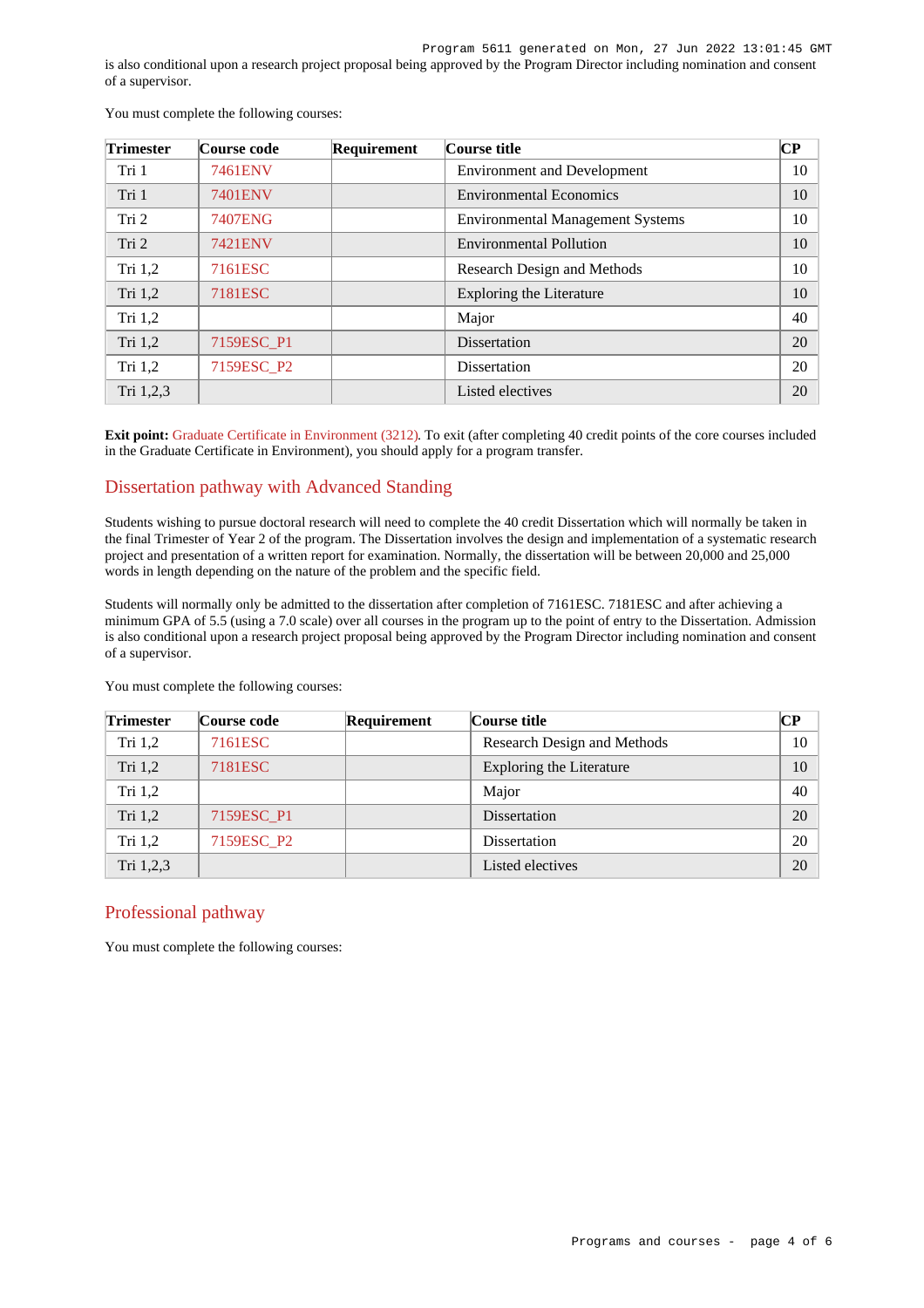is also conditional upon a research project proposal being approved by the Program Director including nomination and consent of a supervisor.

You must complete the following courses:

| Trimester | Course code | Requirement | Course title | CP |
|---|---|---|---|---|
| Tri 1 | 7461ENV | | Environment and Development | 10 |
| Tri 1 | 7401ENV | | Environmental Economics | 10 |
| Tri 2 | 7407ENG | | Environmental Management Systems | 10 |
| Tri 2 | 7421ENV | | Environmental Pollution | 10 |
| Tri 1,2 | 7161ESC | | Research Design and Methods | 10 |
| Tri 1,2 | 7181ESC | | Exploring the Literature | 10 |
| Tri 1,2 | | | Major | 40 |
| Tri 1,2 | 7159ESC_P1 | | Dissertation | 20 |
| Tri 1,2 | 7159ESC_P2 | | Dissertation | 20 |
| Tri 1,2,3 | | | Listed electives | 20 |

**Exit point:** Graduate Certificate in Environment (3212). To exit (after completing 40 credit points of the core courses included in the Graduate Certificate in Environment), you should apply for a program transfer.

## Dissertation pathway with Advanced Standing

Students wishing to pursue doctoral research will need to complete the 40 credit Dissertation which will normally be taken in the final Trimester of Year 2 of the program. The Dissertation involves the design and implementation of a systematic research project and presentation of a written report for examination. Normally, the dissertation will be between 20,000 and 25,000 words in length depending on the nature of the problem and the specific field.

Students will normally only be admitted to the dissertation after completion of 7161ESC. 7181ESC and after achieving a minimum GPA of 5.5 (using a 7.0 scale) over all courses in the program up to the point of entry to the Dissertation. Admission is also conditional upon a research project proposal being approved by the Program Director including nomination and consent of a supervisor.

You must complete the following courses:

| Trimester | Course code | Requirement | Course title | CP |
|---|---|---|---|---|
| Tri 1,2 | 7161ESC | | Research Design and Methods | 10 |
| Tri 1,2 | 7181ESC | | Exploring the Literature | 10 |
| Tri 1,2 | | | Major | 40 |
| Tri 1,2 | 7159ESC_P1 | | Dissertation | 20 |
| Tri 1,2 | 7159ESC_P2 | | Dissertation | 20 |
| Tri 1,2,3 | | | Listed electives | 20 |

## Professional pathway

You must complete the following courses: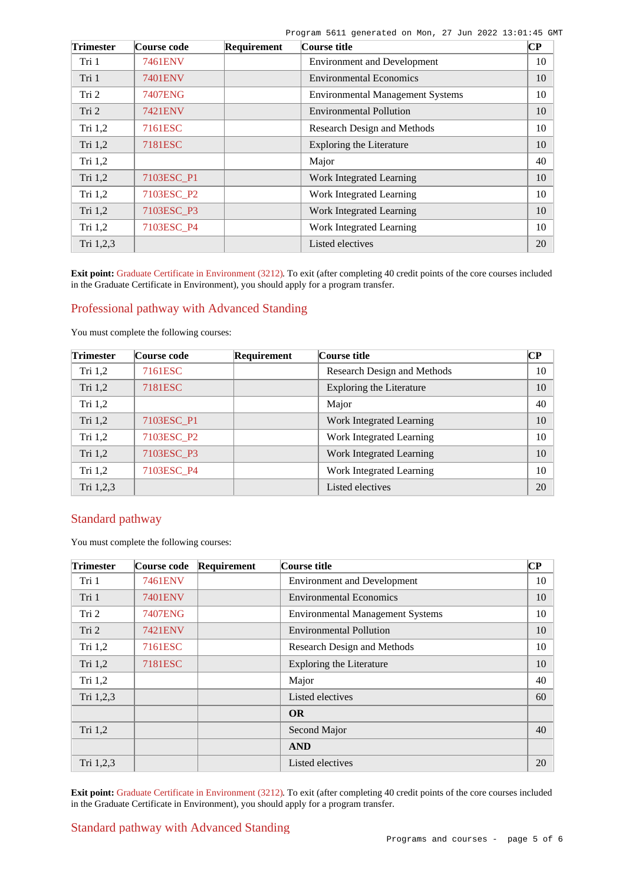| Trimester | Course code | Requirement | Course title | CP |
| --- | --- | --- | --- | --- |
| Tri 1 | 7461ENV | | Environment and Development | 10 |
| Tri 1 | 7401ENV | | Environmental Economics | 10 |
| Tri 2 | 7407ENG | | Environmental Management Systems | 10 |
| Tri 2 | 7421ENV | | Environmental Pollution | 10 |
| Tri 1,2 | 7161ESC | | Research Design and Methods | 10 |
| Tri 1,2 | 7181ESC | | Exploring the Literature | 10 |
| Tri 1,2 | | | Major | 40 |
| Tri 1,2 | 7103ESC_P1 | | Work Integrated Learning | 10 |
| Tri 1,2 | 7103ESC_P2 | | Work Integrated Learning | 10 |
| Tri 1,2 | 7103ESC_P3 | | Work Integrated Learning | 10 |
| Tri 1,2 | 7103ESC_P4 | | Work Integrated Learning | 10 |
| Tri 1,2,3 | | | Listed electives | 20 |

**Exit point:** Graduate Certificate in Environment (3212). To exit (after completing 40 credit points of the core courses included in the Graduate Certificate in Environment), you should apply for a program transfer.

## Professional pathway with Advanced Standing

You must complete the following courses:

| Trimester | Course code | Requirement | Course title | CP |
| --- | --- | --- | --- | --- |
| Tri 1,2 | 7161ESC | | Research Design and Methods | 10 |
| Tri 1,2 | 7181ESC | | Exploring the Literature | 10 |
| Tri 1,2 | | | Major | 40 |
| Tri 1,2 | 7103ESC_P1 | | Work Integrated Learning | 10 |
| Tri 1,2 | 7103ESC_P2 | | Work Integrated Learning | 10 |
| Tri 1,2 | 7103ESC_P3 | | Work Integrated Learning | 10 |
| Tri 1,2 | 7103ESC_P4 | | Work Integrated Learning | 10 |
| Tri 1,2,3 | | | Listed electives | 20 |

## Standard pathway

You must complete the following courses:

| Trimester | Course code | Requirement | Course title | CP |
| --- | --- | --- | --- | --- |
| Tri 1 | 7461ENV | | Environment and Development | 10 |
| Tri 1 | 7401ENV | | Environmental Economics | 10 |
| Tri 2 | 7407ENG | | Environmental Management Systems | 10 |
| Tri 2 | 7421ENV | | Environmental Pollution | 10 |
| Tri 1,2 | 7161ESC | | Research Design and Methods | 10 |
| Tri 1,2 | 7181ESC | | Exploring the Literature | 10 |
| Tri 1,2 | | | Major | 40 |
| Tri 1,2,3 | | | Listed electives | 60 |
| | | | **OR** | |
| Tri 1,2 | | | Second Major | 40 |
| | | | **AND** | |
| Tri 1,2,3 | | | Listed electives | 20 |

**Exit point:** Graduate Certificate in Environment (3212). To exit (after completing 40 credit points of the core courses included in the Graduate Certificate in Environment), you should apply for a program transfer.

## Standard pathway with Advanced Standing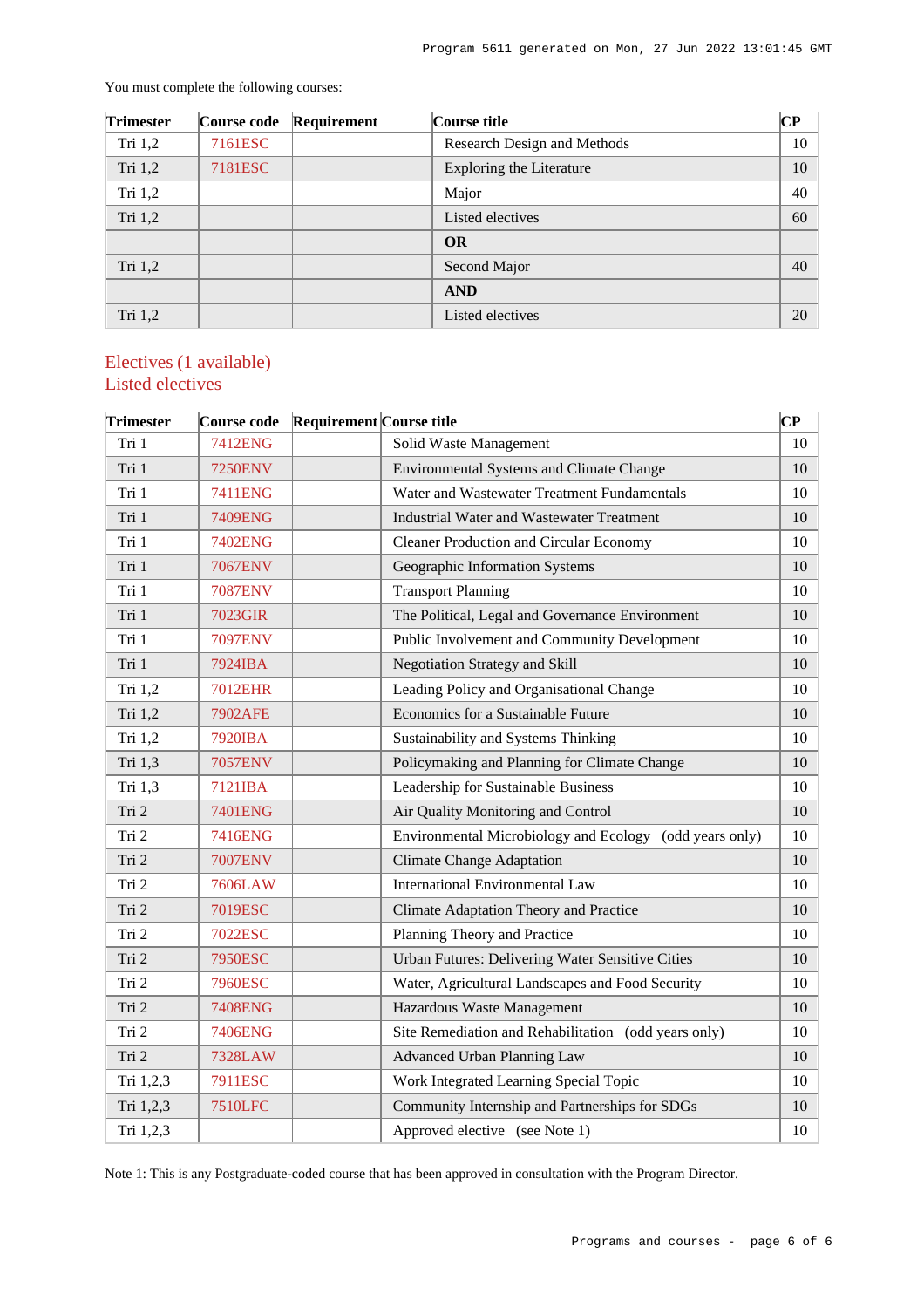You must complete the following courses:

| Trimester | Course code | Requirement | Course title | CP |
|---|---|---|---|---|
| Tri 1,2 | 7161ESC | | Research Design and Methods | 10 |
| Tri 1,2 | 7181ESC | | Exploring the Literature | 10 |
| Tri 1,2 | | | Major | 40 |
| Tri 1,2 | | | Listed electives | 60 |
| | | | **OR** | |
| Tri 1,2 | | | Second Major | 40 |
| | | | **AND** | |
| Tri 1,2 | | | Listed electives | 20 |

## Electives (1 available)

## Listed electives

| Trimester | Course code | Requirement | Course title | CP |
|---|---|---|---|---|
| Tri 1 | 7412ENG | | Solid Waste Management | 10 |
| Tri 1 | 7250ENV | | Environmental Systems and Climate Change | 10 |
| Tri 1 | 7411ENG | | Water and Wastewater Treatment Fundamentals | 10 |
| Tri 1 | 7409ENG | | Industrial Water and Wastewater Treatment | 10 |
| Tri 1 | 7402ENG | | Cleaner Production and Circular Economy | 10 |
| Tri 1 | 7067ENV | | Geographic Information Systems | 10 |
| Tri 1 | 7087ENV | | Transport Planning | 10 |
| Tri 1 | 7023GIR | | The Political, Legal and Governance Environment | 10 |
| Tri 1 | 7097ENV | | Public Involvement and Community Development | 10 |
| Tri 1 | 7924IBA | | Negotiation Strategy and Skill | 10 |
| Tri 1,2 | 7012EHR | | Leading Policy and Organisational Change | 10 |
| Tri 1,2 | 7902AFE | | Economics for a Sustainable Future | 10 |
| Tri 1,2 | 7920IBA | | Sustainability and Systems Thinking | 10 |
| Tri 1,3 | 7057ENV | | Policymaking and Planning for Climate Change | 10 |
| Tri 1,3 | 7121IBA | | Leadership for Sustainable Business | 10 |
| Tri 2 | 7401ENG | | Air Quality Monitoring and Control | 10 |
| Tri 2 | 7416ENG | | Environmental Microbiology and Ecology (odd years only) | 10 |
| Tri 2 | 7007ENV | | Climate Change Adaptation | 10 |
| Tri 2 | 7606LAW | | International Environmental Law | 10 |
| Tri 2 | 7019ESC | | Climate Adaptation Theory and Practice | 10 |
| Tri 2 | 7022ESC | | Planning Theory and Practice | 10 |
| Tri 2 | 7950ESC | | Urban Futures: Delivering Water Sensitive Cities | 10 |
| Tri 2 | 7960ESC | | Water, Agricultural Landscapes and Food Security | 10 |
| Tri 2 | 7408ENG | | Hazardous Waste Management | 10 |
| Tri 2 | 7406ENG | | Site Remediation and Rehabilitation (odd years only) | 10 |
| Tri 2 | 7328LAW | | Advanced Urban Planning Law | 10 |
| Tri 1,2,3 | 7911ESC | | Work Integrated Learning Special Topic | 10 |
| Tri 1,2,3 | 7510LFC | | Community Internship and Partnerships for SDGs | 10 |
| Tri 1,2,3 | | | Approved elective (see Note 1) | 10 |

Note 1: This is any Postgraduate-coded course that has been approved in consultation with the Program Director.